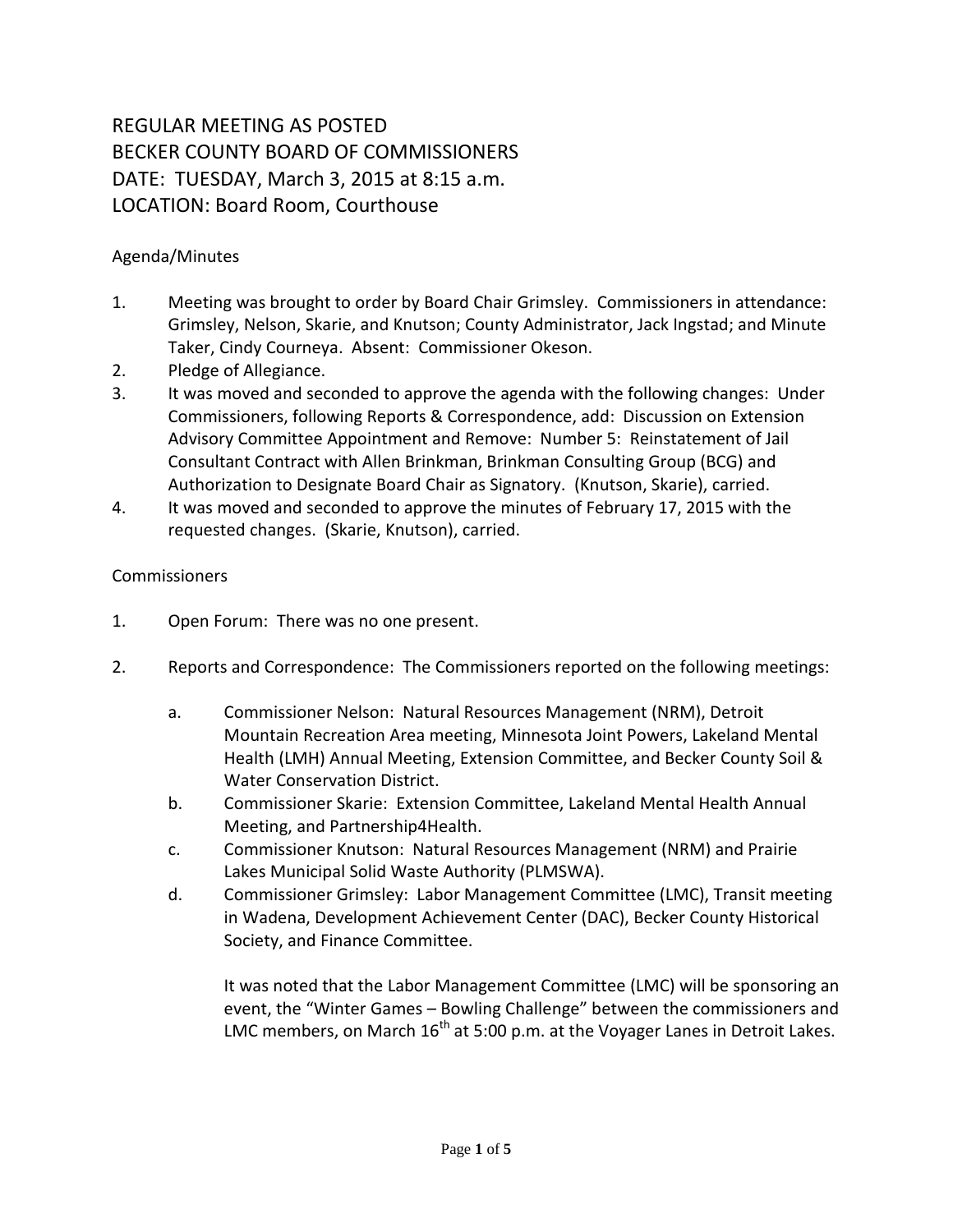# REGULAR MEETING AS POSTED
# BECKER COUNTY BOARD OF COMMISSIONERS
# DATE: TUESDAY, March 3, 2015 at 8:15 a.m.
# LOCATION: Board Room, Courthouse

## Agenda/Minutes

1. Meeting was brought to order by Board Chair Grimsley. Commissioners in attendance: Grimsley, Nelson, Skarie, and Knutson; County Administrator, Jack Ingstad; and Minute Taker, Cindy Courneya. Absent: Commissioner Okeson.
2. Pledge of Allegiance.
3. It was moved and seconded to approve the agenda with the following changes: Under Commissioners, following Reports & Correspondence, add: Discussion on Extension Advisory Committee Appointment and Remove: Number 5: Reinstatement of Jail Consultant Contract with Allen Brinkman, Brinkman Consulting Group (BCG) and Authorization to Designate Board Chair as Signatory. (Knutson, Skarie), carried.
4. It was moved and seconded to approve the minutes of February 17, 2015 with the requested changes. (Skarie, Knutson), carried.

## Commissioners

1. Open Forum: There was no one present.

2. Reports and Correspondence: The Commissioners reported on the following meetings:

   a. Commissioner Nelson: Natural Resources Management (NRM), Detroit Mountain Recreation Area meeting, Minnesota Joint Powers, Lakeland Mental Health (LMH) Annual Meeting, Extension Committee, and Becker County Soil & Water Conservation District.

   b. Commissioner Skarie: Extension Committee, Lakeland Mental Health Annual Meeting, and Partnership4Health.

   c. Commissioner Knutson: Natural Resources Management (NRM) and Prairie Lakes Municipal Solid Waste Authority (PLMSWA).

   d. Commissioner Grimsley: Labor Management Committee (LMC), Transit meeting in Wadena, Development Achievement Center (DAC), Becker County Historical Society, and Finance Committee.

   It was noted that the Labor Management Committee (LMC) will be sponsoring an event, the "Winter Games – Bowling Challenge" between the commissioners and LMC members, on March 16th at 5:00 p.m. at the Voyager Lanes in Detroit Lakes.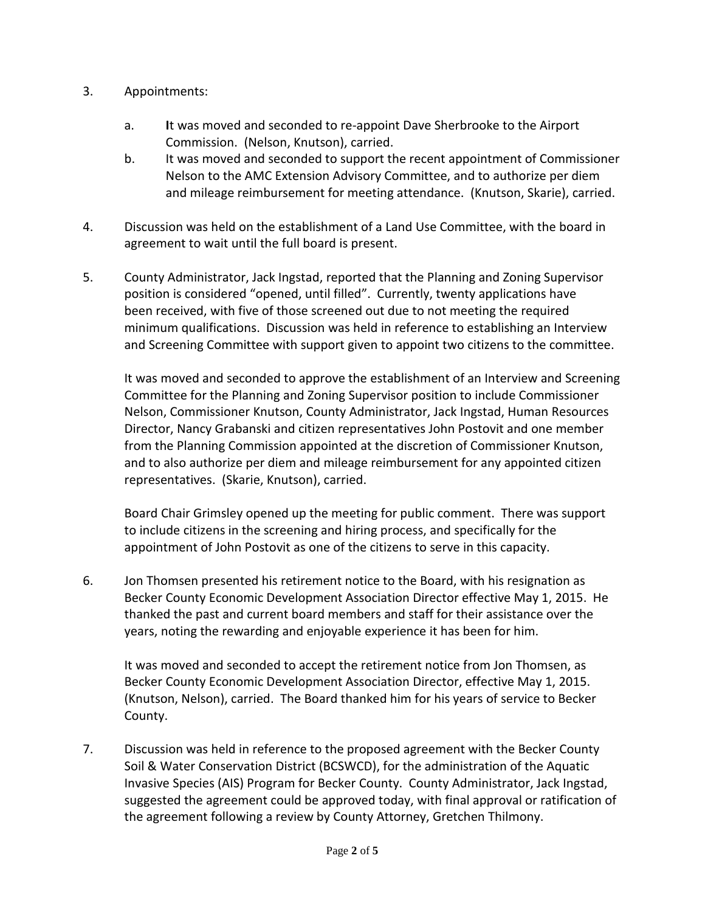3. Appointments:

   a. It was moved and seconded to re-appoint Dave Sherbrooke to the Airport Commission. (Nelson, Knutson), carried.

   b. It was moved and seconded to support the recent appointment of Commissioner Nelson to the AMC Extension Advisory Committee, and to authorize per diem and mileage reimbursement for meeting attendance. (Knutson, Skarie), carried.

4. Discussion was held on the establishment of a Land Use Committee, with the board in agreement to wait until the full board is present.

5. County Administrator, Jack Ingstad, reported that the Planning and Zoning Supervisor position is considered "opened, until filled". Currently, twenty applications have been received, with five of those screened out due to not meeting the required minimum qualifications. Discussion was held in reference to establishing an Interview and Screening Committee with support given to appoint two citizens to the committee.

   It was moved and seconded to approve the establishment of an Interview and Screening Committee for the Planning and Zoning Supervisor position to include Commissioner Nelson, Commissioner Knutson, County Administrator, Jack Ingstad, Human Resources Director, Nancy Grabanski and citizen representatives John Postovit and one member from the Planning Commission appointed at the discretion of Commissioner Knutson, and to also authorize per diem and mileage reimbursement for any appointed citizen representatives. (Skarie, Knutson), carried.

   Board Chair Grimsley opened up the meeting for public comment. There was support to include citizens in the screening and hiring process, and specifically for the appointment of John Postovit as one of the citizens to serve in this capacity.

6. Jon Thomsen presented his retirement notice to the Board, with his resignation as Becker County Economic Development Association Director effective May 1, 2015. He thanked the past and current board members and staff for their assistance over the years, noting the rewarding and enjoyable experience it has been for him.

   It was moved and seconded to accept the retirement notice from Jon Thomsen, as Becker County Economic Development Association Director, effective May 1, 2015. (Knutson, Nelson), carried. The Board thanked him for his years of service to Becker County.

7. Discussion was held in reference to the proposed agreement with the Becker County Soil & Water Conservation District (BCSWCD), for the administration of the Aquatic Invasive Species (AIS) Program for Becker County. County Administrator, Jack Ingstad, suggested the agreement could be approved today, with final approval or ratification of the agreement following a review by County Attorney, Gretchen Thilmony.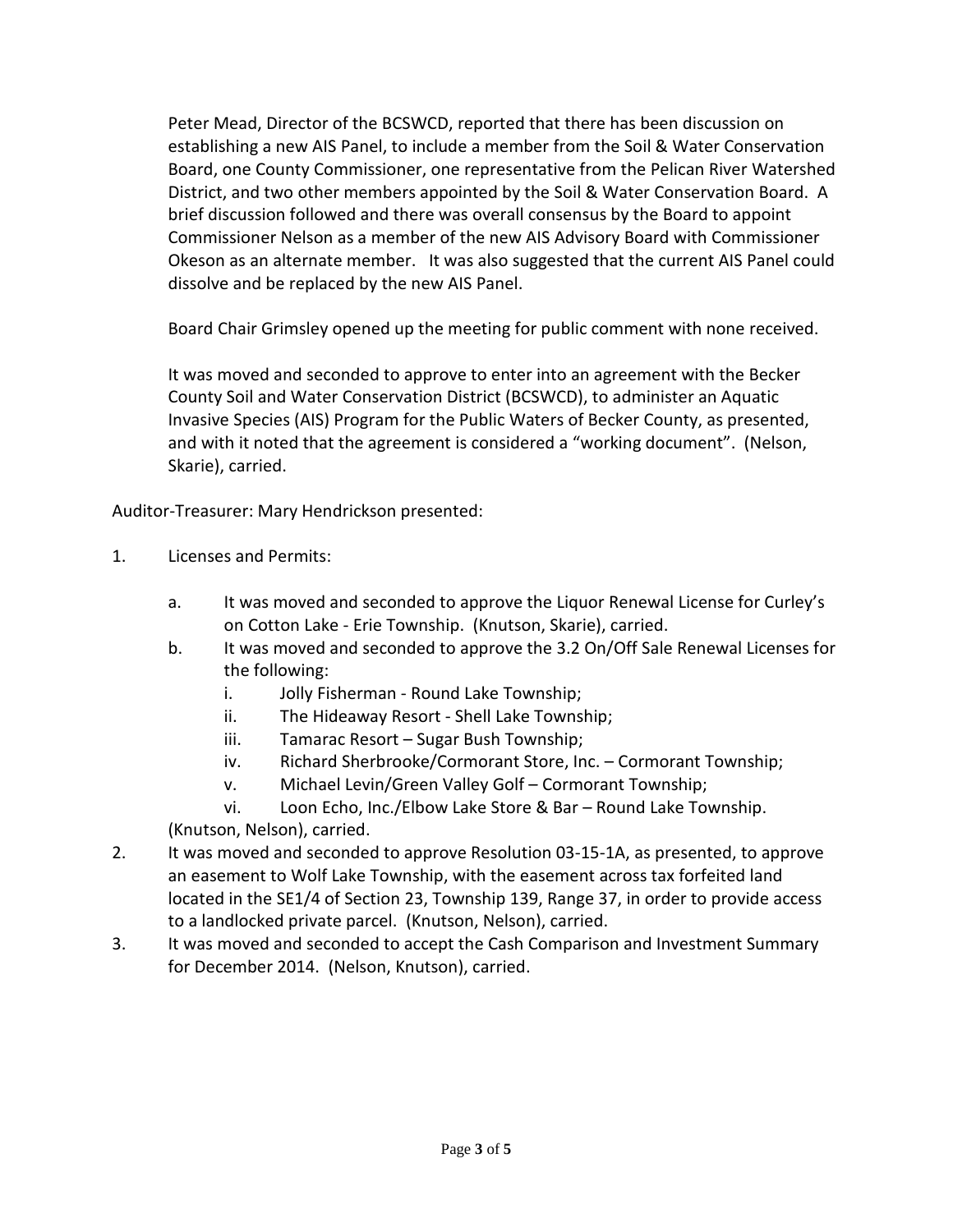Peter Mead, Director of the BCSWCD, reported that there has been discussion on establishing a new AIS Panel, to include a member from the Soil & Water Conservation Board, one County Commissioner, one representative from the Pelican River Watershed District, and two other members appointed by the Soil & Water Conservation Board. A brief discussion followed and there was overall consensus by the Board to appoint Commissioner Nelson as a member of the new AIS Advisory Board with Commissioner Okeson as an alternate member. It was also suggested that the current AIS Panel could dissolve and be replaced by the new AIS Panel.

Board Chair Grimsley opened up the meeting for public comment with none received.

It was moved and seconded to approve to enter into an agreement with the Becker County Soil and Water Conservation District (BCSWCD), to administer an Aquatic Invasive Species (AIS) Program for the Public Waters of Becker County, as presented, and with it noted that the agreement is considered a "working document". (Nelson, Skarie), carried.

Auditor-Treasurer: Mary Hendrickson presented:

1. Licenses and Permits:
   a. It was moved and seconded to approve the Liquor Renewal License for Curley's on Cotton Lake - Erie Township. (Knutson, Skarie), carried.
   b. It was moved and seconded to approve the 3.2 On/Off Sale Renewal Licenses for the following:
      i. Jolly Fisherman - Round Lake Township;
      ii. The Hideaway Resort - Shell Lake Township;
      iii. Tamarac Resort – Sugar Bush Township;
      iv. Richard Sherbrooke/Cormorant Store, Inc. – Cormorant Township;
      v. Michael Levin/Green Valley Golf – Cormorant Township;
      vi. Loon Echo, Inc./Elbow Lake Store & Bar – Round Lake Township.

   (Knutson, Nelson), carried.
2. It was moved and seconded to approve Resolution 03-15-1A, as presented, to approve an easement to Wolf Lake Township, with the easement across tax forfeited land located in the SE1/4 of Section 23, Township 139, Range 37, in order to provide access to a landlocked private parcel. (Knutson, Nelson), carried.
3. It was moved and seconded to accept the Cash Comparison and Investment Summary for December 2014. (Nelson, Knutson), carried.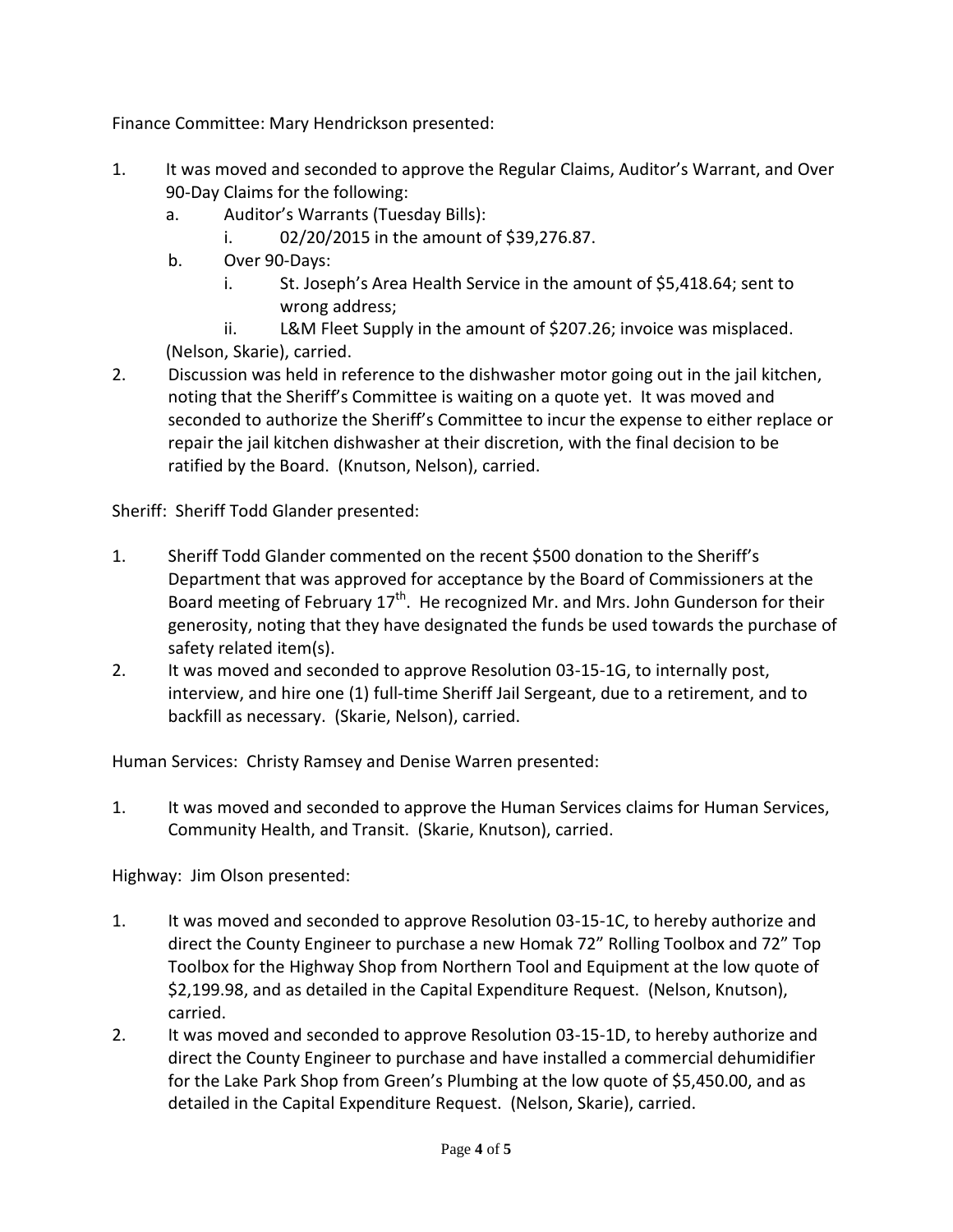Finance Committee: Mary Hendrickson presented:

1. It was moved and seconded to approve the Regular Claims, Auditor's Warrant, and Over 90-Day Claims for the following:
   a. Auditor's Warrants (Tuesday Bills):
      i. 02/20/2015 in the amount of $39,276.87.
   b. Over 90-Days:
      i. St. Joseph's Area Health Service in the amount of $5,418.64; sent to wrong address;
      ii. L&M Fleet Supply in the amount of $207.26; invoice was misplaced.

   (Nelson, Skarie), carried.
2. Discussion was held in reference to the dishwasher motor going out in the jail kitchen, noting that the Sheriff's Committee is waiting on a quote yet. It was moved and seconded to authorize the Sheriff's Committee to incur the expense to either replace or repair the jail kitchen dishwasher at their discretion, with the final decision to be ratified by the Board. (Knutson, Nelson), carried.

Sheriff: Sheriff Todd Glander presented:

1. Sheriff Todd Glander commented on the recent $500 donation to the Sheriff's Department that was approved for acceptance by the Board of Commissioners at the Board meeting of February 17th. He recognized Mr. and Mrs. John Gunderson for their generosity, noting that they have designated the funds be used towards the purchase of safety related item(s).
2. It was moved and seconded to approve Resolution 03-15-1G, to internally post, interview, and hire one (1) full-time Sheriff Jail Sergeant, due to a retirement, and to backfill as necessary. (Skarie, Nelson), carried.

Human Services: Christy Ramsey and Denise Warren presented:

1. It was moved and seconded to approve the Human Services claims for Human Services, Community Health, and Transit. (Skarie, Knutson), carried.

Highway: Jim Olson presented:

1. It was moved and seconded to approve Resolution 03-15-1C, to hereby authorize and direct the County Engineer to purchase a new Homak 72" Rolling Toolbox and 72" Top Toolbox for the Highway Shop from Northern Tool and Equipment at the low quote of $2,199.98, and as detailed in the Capital Expenditure Request. (Nelson, Knutson), carried.
2. It was moved and seconded to approve Resolution 03-15-1D, to hereby authorize and direct the County Engineer to purchase and have installed a commercial dehumidifier for the Lake Park Shop from Green's Plumbing at the low quote of $5,450.00, and as detailed in the Capital Expenditure Request. (Nelson, Skarie), carried.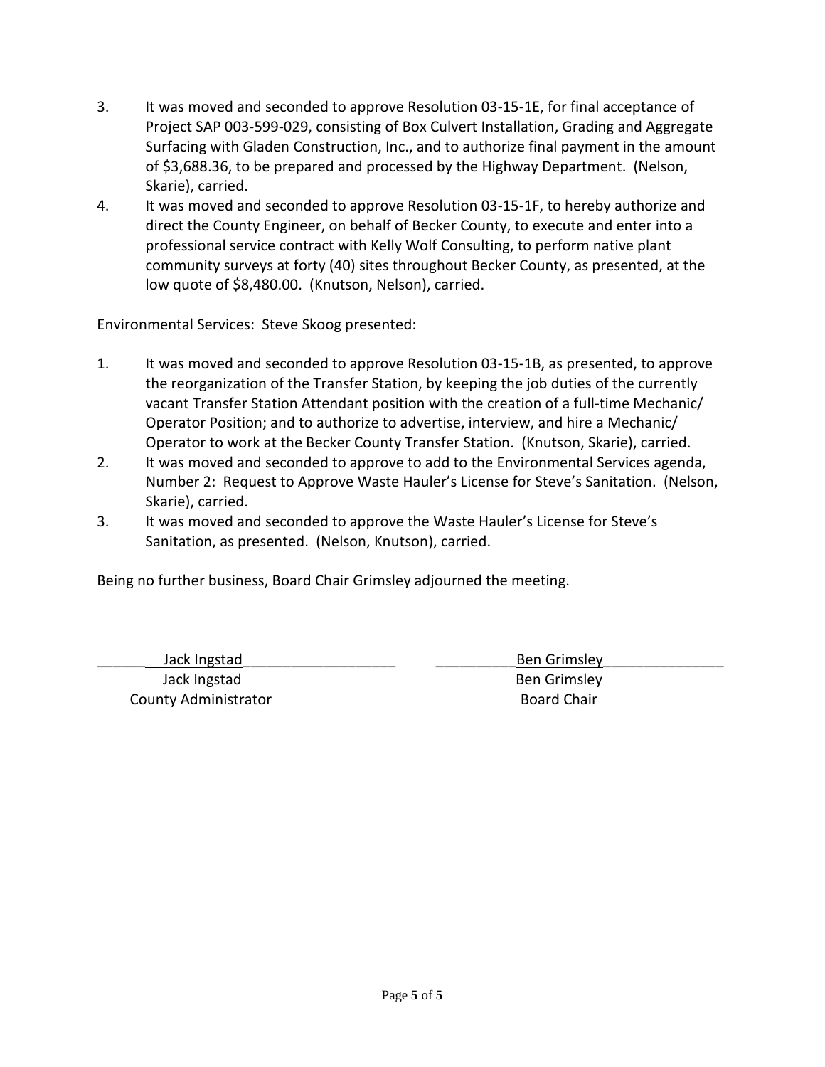3. It was moved and seconded to approve Resolution 03-15-1E, for final acceptance of Project SAP 003-599-029, consisting of Box Culvert Installation, Grading and Aggregate Surfacing with Gladen Construction, Inc., and to authorize final payment in the amount of $3,688.36, to be prepared and processed by the Highway Department. (Nelson, Skarie), carried.
4. It was moved and seconded to approve Resolution 03-15-1F, to hereby authorize and direct the County Engineer, on behalf of Becker County, to execute and enter into a professional service contract with Kelly Wolf Consulting, to perform native plant community surveys at forty (40) sites throughout Becker County, as presented, at the low quote of $8,480.00. (Knutson, Nelson), carried.

Environmental Services: Steve Skoog presented:

1. It was moved and seconded to approve Resolution 03-15-1B, as presented, to approve the reorganization of the Transfer Station, by keeping the job duties of the currently vacant Transfer Station Attendant position with the creation of a full-time Mechanic/ Operator Position; and to authorize to advertise, interview, and hire a Mechanic/ Operator to work at the Becker County Transfer Station. (Knutson, Skarie), carried.
2. It was moved and seconded to approve to add to the Environmental Services agenda, Number 2: Request to Approve Waste Hauler's License for Steve's Sanitation. (Nelson, Skarie), carried.
3. It was moved and seconded to approve the Waste Hauler's License for Steve's Sanitation, as presented. (Nelson, Knutson), carried.

Being no further business, Board Chair Grimsley adjourned the meeting.

_______Jack Ingstad___________________
Jack Ingstad
County Administrator

__________Ben Grimsley_______________
Ben Grimsley
Board Chair